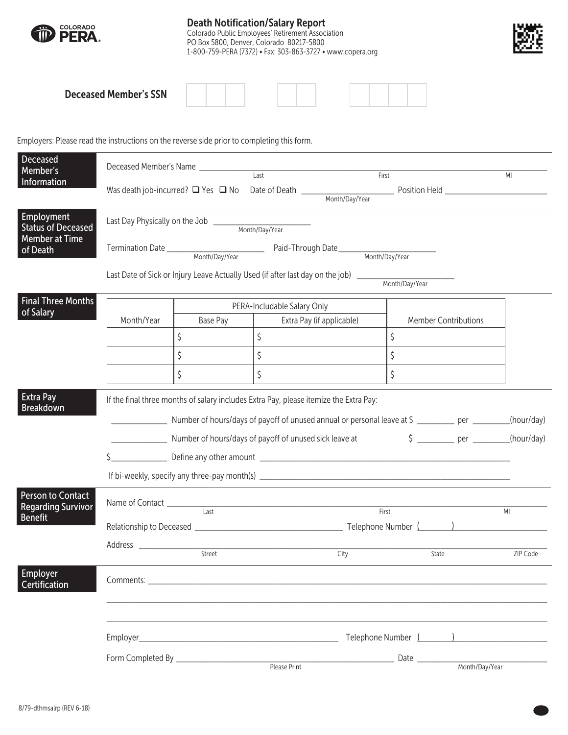# Death Notification/Salary Report

Colorado Public Employees' Retirement Association
PO Box 5800, Denver, Colorado 80217-5800
1-800-759-PERA (7372) • Fax: 303-863-3727 • www.copera.org

**Deceased Member's SSN** [ ][ ][ ] - [ ][ ] - [ ][ ][ ][ ]

Employers: Please read the instructions on the reverse side prior to completing this form.

## Deceased Member's Information

Deceased Member's Name ______________________________________________
Last First MI

Was death job-incurred? ☐ Yes ☐ No Date of Death ____________________ Position Held ____________________
Month/Day/Year

## Employment Status of Deceased Member at Time of Death

Last Day Physically on the Job ____________________
Month/Day/Year

Termination Date ____________________ Paid-Through Date ____________________
Month/Day/Year Month/Day/Year

Last Date of Sick or Injury Leave Actually Used (if after last day on the job) ____________________
Month/Day/Year

## Final Three Months of Salary

| | PERA-Includable Salary Only | | |
|---|---|---|---|
| Month/Year | Base Pay | Extra Pay (if applicable) | Member Contributions |
| | $ | $ | $ |
| | $ | $ | $ |
| | $ | $ | $ |

## Extra Pay Breakdown

If the final three months of salary includes Extra Pay, please itemize the Extra Pay:

__________ Number of hours/days of payoff of unused annual or personal leave at $ ________ per ________(hour/day)

__________ Number of hours/days of payoff of unused sick leave at $ ________ per ________(hour/day)

$__________ Define any other amount ______________________________________________

If bi-weekly, specify any three-pay month(s) ______________________________________________

## Person to Contact Regarding Survivor Benefit

Name of Contact ______________________________________________
Last First MI

Relationship to Deceased ____________________ Telephone Number (______) ____________________

Address ______________________________________________
Street City State ZIP Code

## Employer Certification

Comments: ______________________________________________

______________________________________________

______________________________________________

Employer ____________________ Telephone Number (______) ____________________

Form Completed By ____________________ Date ____________________
Please Print Month/Day/Year

8/79-dthmsalrp (REV 6-18)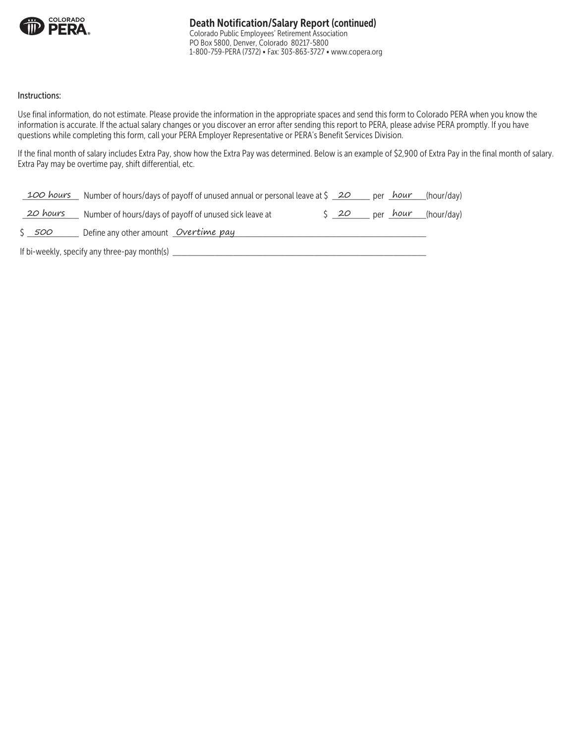# Death Notification/Salary Report (continued)

Colorado Public Employees' Retirement Association
PO Box 5800, Denver, Colorado 80217-5800
1-800-759-PERA (7372) • Fax: 303-863-3727 • www.copera.org

Instructions:

Use final information, do not estimate. Please provide the information in the appropriate spaces and send this form to Colorado PERA when you know the information is accurate. If the actual salary changes or you discover an error after sending this report to PERA, please advise PERA promptly. If you have questions while completing this form, call your PERA Employer Representative or PERA's Benefit Services Division.

If the final month of salary includes Extra Pay, show how the Extra Pay was determined. Below is an example of $2,900 of Extra Pay in the final month of salary. Extra Pay may be overtime pay, shift differential, etc.

100 hours Number of hours/days of payoff of unused annual or personal leave at $ 20 per hour (hour/day)

20 hours Number of hours/days of payoff of unused sick leave at $ 20 per hour (hour/day)

$ 500 Define any other amount Overtime pay

If bi-weekly, specify any three-pay month(s) ______________________________